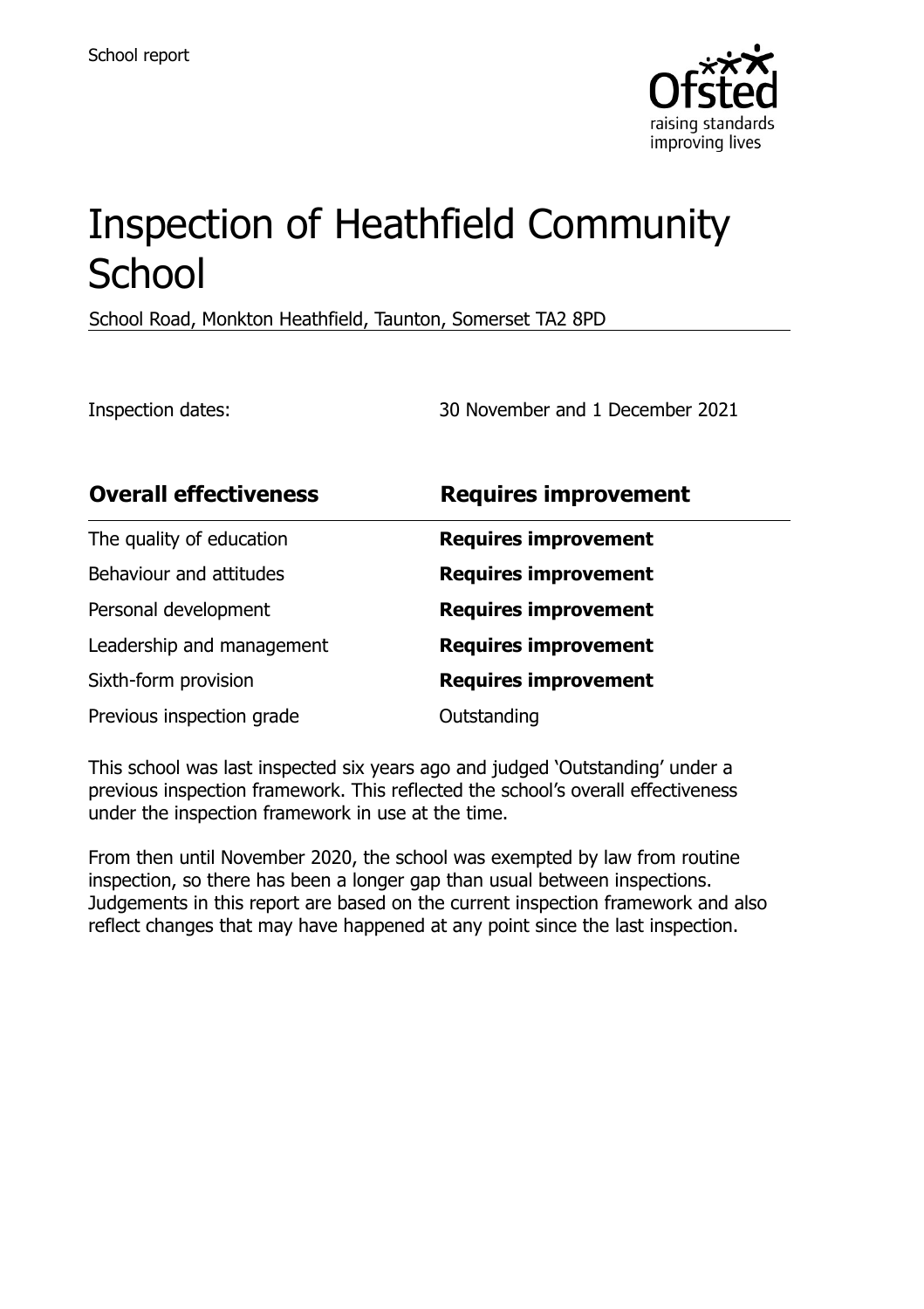School report

# Inspection of Heathfield Community School

School Road, Monkton Heathfield, Taunton, Somerset TA2 8PD

Inspection dates: 30 November and 1 December 2021

| **Overall effectiveness** | **Requires improvement** |
| --- | --- |
| The quality of education | **Requires improvement** |
| Behaviour and attitudes | **Requires improvement** |
| Personal development | **Requires improvement** |
| Leadership and management | **Requires improvement** |
| Sixth-form provision | **Requires improvement** |
| Previous inspection grade | Outstanding |

This school was last inspected six years ago and judged 'Outstanding' under a previous inspection framework. This reflected the school's overall effectiveness under the inspection framework in use at the time.

From then until November 2020, the school was exempted by law from routine inspection, so there has been a longer gap than usual between inspections. Judgements in this report are based on the current inspection framework and also reflect changes that may have happened at any point since the last inspection.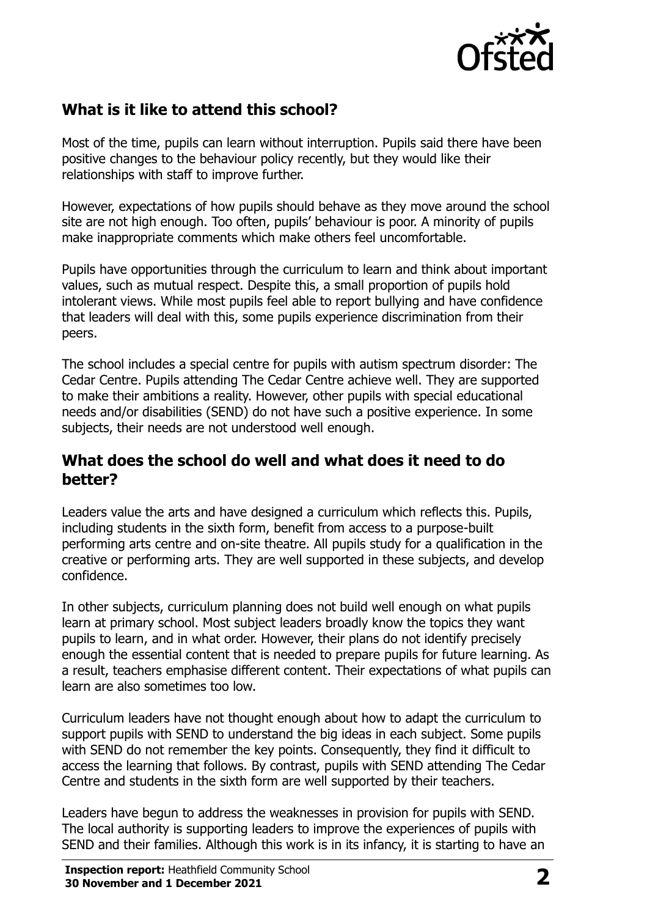## What is it like to attend this school?

Most of the time, pupils can learn without interruption. Pupils said there have been positive changes to the behaviour policy recently, but they would like their relationships with staff to improve further.

However, expectations of how pupils should behave as they move around the school site are not high enough. Too often, pupils' behaviour is poor. A minority of pupils make inappropriate comments which make others feel uncomfortable.

Pupils have opportunities through the curriculum to learn and think about important values, such as mutual respect. Despite this, a small proportion of pupils hold intolerant views. While most pupils feel able to report bullying and have confidence that leaders will deal with this, some pupils experience discrimination from their peers.

The school includes a special centre for pupils with autism spectrum disorder: The Cedar Centre. Pupils attending The Cedar Centre achieve well. They are supported to make their ambitions a reality. However, other pupils with special educational needs and/or disabilities (SEND) do not have such a positive experience. In some subjects, their needs are not understood well enough.

## What does the school do well and what does it need to do better?

Leaders value the arts and have designed a curriculum which reflects this. Pupils, including students in the sixth form, benefit from access to a purpose-built performing arts centre and on-site theatre. All pupils study for a qualification in the creative or performing arts. They are well supported in these subjects, and develop confidence.

In other subjects, curriculum planning does not build well enough on what pupils learn at primary school. Most subject leaders broadly know the topics they want pupils to learn, and in what order. However, their plans do not identify precisely enough the essential content that is needed to prepare pupils for future learning. As a result, teachers emphasise different content. Their expectations of what pupils can learn are also sometimes too low.

Curriculum leaders have not thought enough about how to adapt the curriculum to support pupils with SEND to understand the big ideas in each subject. Some pupils with SEND do not remember the key points. Consequently, they find it difficult to access the learning that follows. By contrast, pupils with SEND attending The Cedar Centre and students in the sixth form are well supported by their teachers.

Leaders have begun to address the weaknesses in provision for pupils with SEND. The local authority is supporting leaders to improve the experiences of pupils with SEND and their families. Although this work is in its infancy, it is starting to have an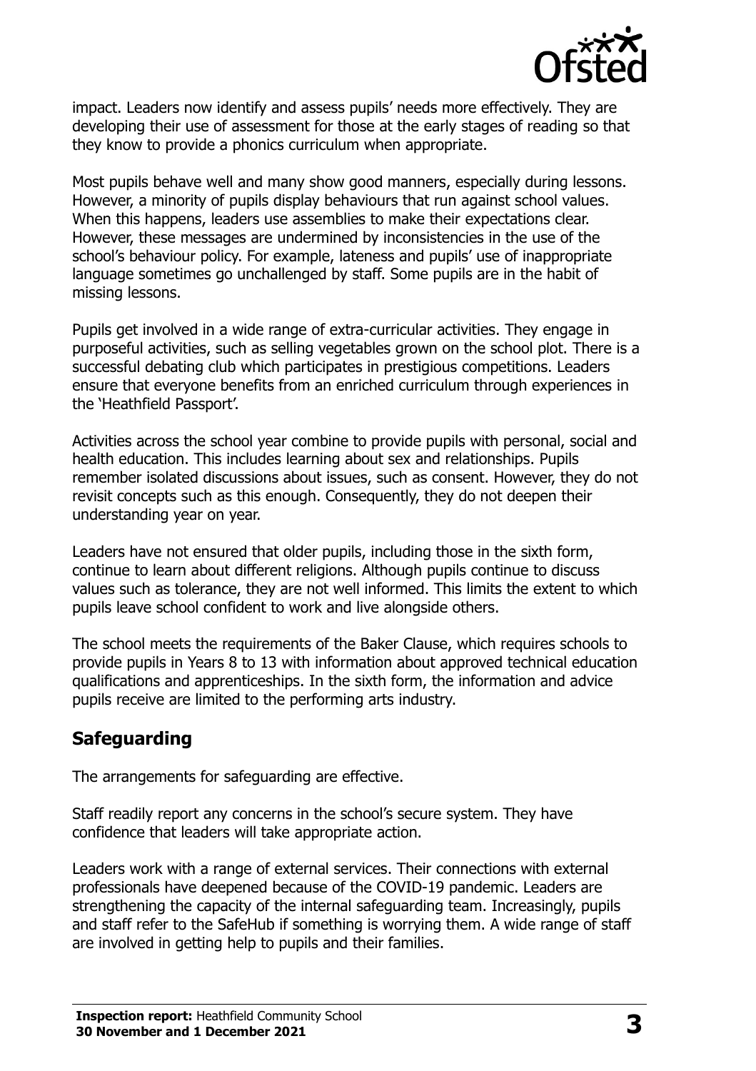impact. Leaders now identify and assess pupils' needs more effectively. They are developing their use of assessment for those at the early stages of reading so that they know to provide a phonics curriculum when appropriate.

Most pupils behave well and many show good manners, especially during lessons. However, a minority of pupils display behaviours that run against school values. When this happens, leaders use assemblies to make their expectations clear. However, these messages are undermined by inconsistencies in the use of the school's behaviour policy. For example, lateness and pupils' use of inappropriate language sometimes go unchallenged by staff. Some pupils are in the habit of missing lessons.

Pupils get involved in a wide range of extra-curricular activities. They engage in purposeful activities, such as selling vegetables grown on the school plot. There is a successful debating club which participates in prestigious competitions. Leaders ensure that everyone benefits from an enriched curriculum through experiences in the 'Heathfield Passport'.

Activities across the school year combine to provide pupils with personal, social and health education. This includes learning about sex and relationships. Pupils remember isolated discussions about issues, such as consent. However, they do not revisit concepts such as this enough. Consequently, they do not deepen their understanding year on year.

Leaders have not ensured that older pupils, including those in the sixth form, continue to learn about different religions. Although pupils continue to discuss values such as tolerance, they are not well informed. This limits the extent to which pupils leave school confident to work and live alongside others.

The school meets the requirements of the Baker Clause, which requires schools to provide pupils in Years 8 to 13 with information about approved technical education qualifications and apprenticeships. In the sixth form, the information and advice pupils receive are limited to the performing arts industry.

## Safeguarding

The arrangements for safeguarding are effective.

Staff readily report any concerns in the school's secure system. They have confidence that leaders will take appropriate action.

Leaders work with a range of external services. Their connections with external professionals have deepened because of the COVID-19 pandemic. Leaders are strengthening the capacity of the internal safeguarding team. Increasingly, pupils and staff refer to the SafeHub if something is worrying them. A wide range of staff are involved in getting help to pupils and their families.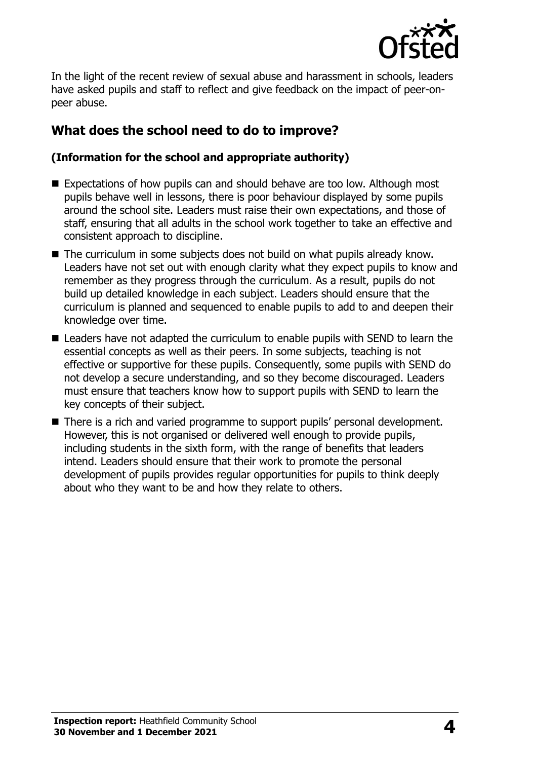In the light of the recent review of sexual abuse and harassment in schools, leaders have asked pupils and staff to reflect and give feedback on the impact of peer-on-peer abuse.

## What does the school need to do to improve?

### (Information for the school and appropriate authority)

- Expectations of how pupils can and should behave are too low. Although most pupils behave well in lessons, there is poor behaviour displayed by some pupils around the school site. Leaders must raise their own expectations, and those of staff, ensuring that all adults in the school work together to take an effective and consistent approach to discipline.
- The curriculum in some subjects does not build on what pupils already know. Leaders have not set out with enough clarity what they expect pupils to know and remember as they progress through the curriculum. As a result, pupils do not build up detailed knowledge in each subject. Leaders should ensure that the curriculum is planned and sequenced to enable pupils to add to and deepen their knowledge over time.
- Leaders have not adapted the curriculum to enable pupils with SEND to learn the essential concepts as well as their peers. In some subjects, teaching is not effective or supportive for these pupils. Consequently, some pupils with SEND do not develop a secure understanding, and so they become discouraged. Leaders must ensure that teachers know how to support pupils with SEND to learn the key concepts of their subject.
- There is a rich and varied programme to support pupils' personal development. However, this is not organised or delivered well enough to provide pupils, including students in the sixth form, with the range of benefits that leaders intend. Leaders should ensure that their work to promote the personal development of pupils provides regular opportunities for pupils to think deeply about who they want to be and how they relate to others.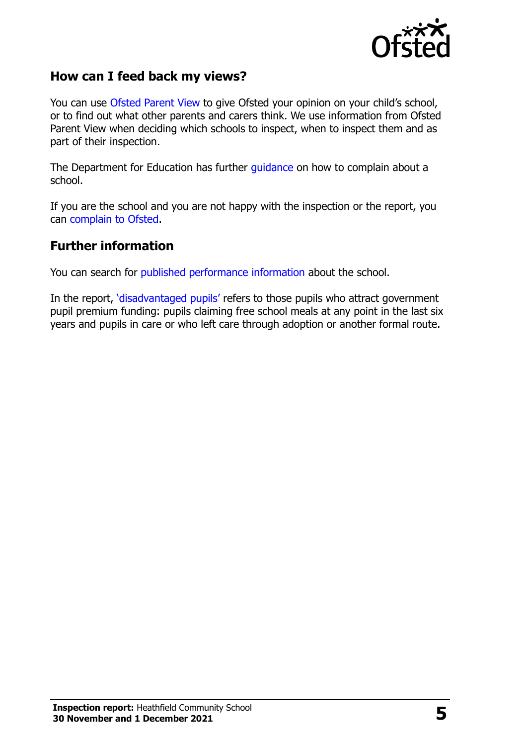## How can I feed back my views?

You can use Ofsted Parent View to give Ofsted your opinion on your child's school, or to find out what other parents and carers think. We use information from Ofsted Parent View when deciding which schools to inspect, when to inspect them and as part of their inspection.

The Department for Education has further guidance on how to complain about a school.

If you are the school and you are not happy with the inspection or the report, you can complain to Ofsted.

## Further information

You can search for published performance information about the school.

In the report, 'disadvantaged pupils' refers to those pupils who attract government pupil premium funding: pupils claiming free school meals at any point in the last six years and pupils in care or who left care through adoption or another formal route.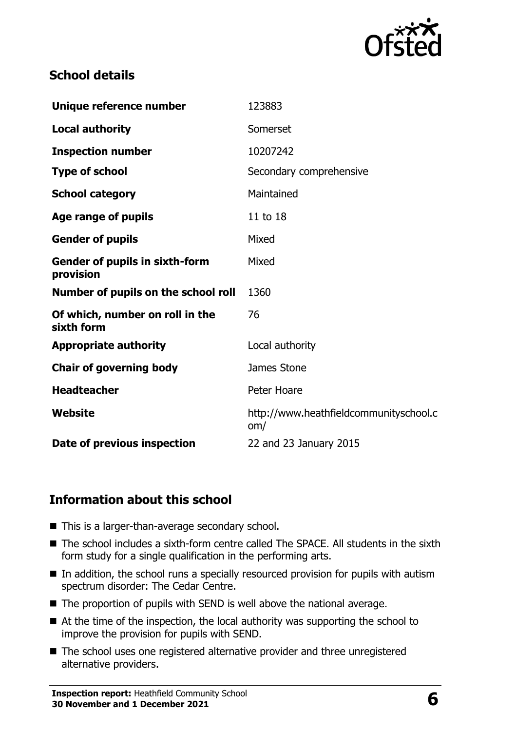## School details

| | |
|---|---|
| **Unique reference number** | 123883 |
| **Local authority** | Somerset |
| **Inspection number** | 10207242 |
| **Type of school** | Secondary comprehensive |
| **School category** | Maintained |
| **Age range of pupils** | 11 to 18 |
| **Gender of pupils** | Mixed |
| **Gender of pupils in sixth-form provision** | Mixed |
| **Number of pupils on the school roll** | 1360 |
| **Of which, number on roll in the sixth form** | 76 |
| **Appropriate authority** | Local authority |
| **Chair of governing body** | James Stone |
| **Headteacher** | Peter Hoare |
| **Website** | http://www.heathfieldcommunityschool.com/ |
| **Date of previous inspection** | 22 and 23 January 2015 |

## Information about this school

- This is a larger-than-average secondary school.
- The school includes a sixth-form centre called The SPACE. All students in the sixth form study for a single qualification in the performing arts.
- In addition, the school runs a specially resourced provision for pupils with autism spectrum disorder: The Cedar Centre.
- The proportion of pupils with SEND is well above the national average.
- At the time of the inspection, the local authority was supporting the school to improve the provision for pupils with SEND.
- The school uses one registered alternative provider and three unregistered alternative providers.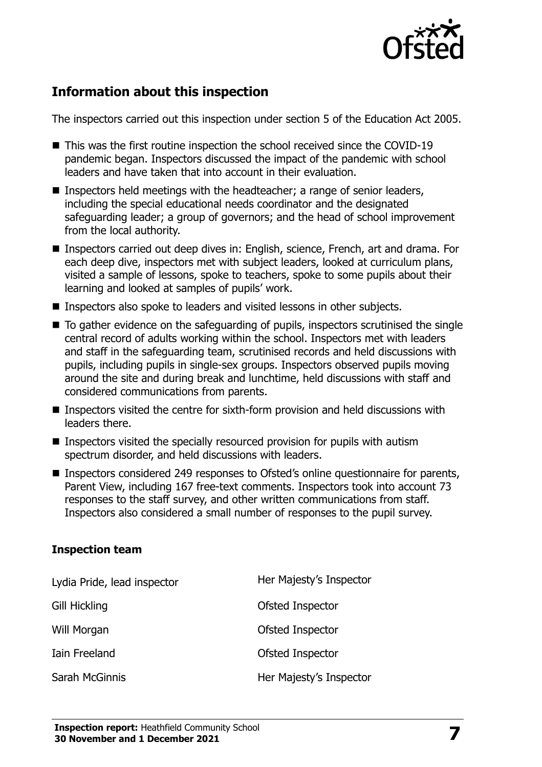## Information about this inspection

The inspectors carried out this inspection under section 5 of the Education Act 2005.

- This was the first routine inspection the school received since the COVID-19 pandemic began. Inspectors discussed the impact of the pandemic with school leaders and have taken that into account in their evaluation.
- Inspectors held meetings with the headteacher; a range of senior leaders, including the special educational needs coordinator and the designated safeguarding leader; a group of governors; and the head of school improvement from the local authority.
- Inspectors carried out deep dives in: English, science, French, art and drama. For each deep dive, inspectors met with subject leaders, looked at curriculum plans, visited a sample of lessons, spoke to teachers, spoke to some pupils about their learning and looked at samples of pupils' work.
- Inspectors also spoke to leaders and visited lessons in other subjects.
- To gather evidence on the safeguarding of pupils, inspectors scrutinised the single central record of adults working within the school. Inspectors met with leaders and staff in the safeguarding team, scrutinised records and held discussions with pupils, including pupils in single-sex groups. Inspectors observed pupils moving around the site and during break and lunchtime, held discussions with staff and considered communications from parents.
- Inspectors visited the centre for sixth-form provision and held discussions with leaders there.
- Inspectors visited the specially resourced provision for pupils with autism spectrum disorder, and held discussions with leaders.
- Inspectors considered 249 responses to Ofsted's online questionnaire for parents, Parent View, including 167 free-text comments. Inspectors took into account 73 responses to the staff survey, and other written communications from staff. Inspectors also considered a small number of responses to the pupil survey.

### Inspection team

| | |
|---|---|
| Lydia Pride, lead inspector | Her Majesty's Inspector |
| Gill Hickling | Ofsted Inspector |
| Will Morgan | Ofsted Inspector |
| Iain Freeland | Ofsted Inspector |
| Sarah McGinnis | Her Majesty's Inspector |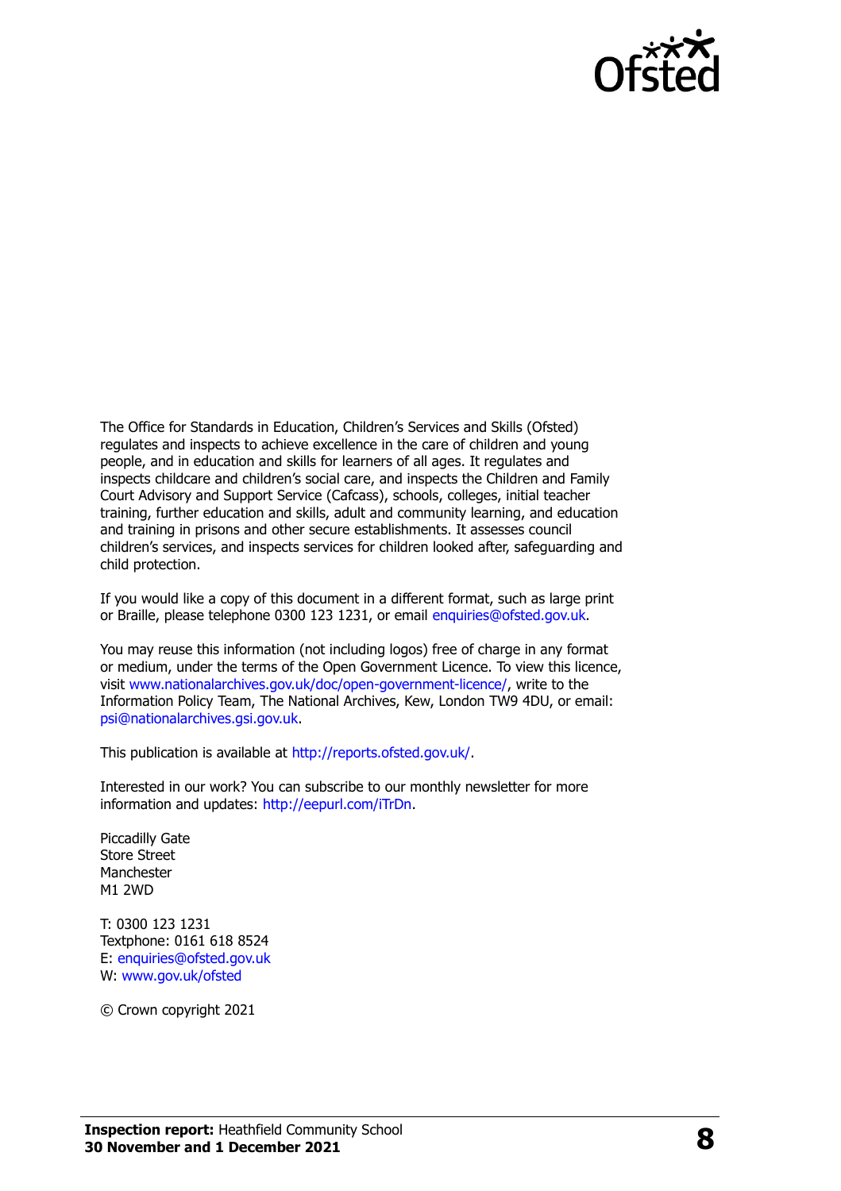The Office for Standards in Education, Children's Services and Skills (Ofsted) regulates and inspects to achieve excellence in the care of children and young people, and in education and skills for learners of all ages. It regulates and inspects childcare and children's social care, and inspects the Children and Family Court Advisory and Support Service (Cafcass), schools, colleges, initial teacher training, further education and skills, adult and community learning, and education and training in prisons and other secure establishments. It assesses council children's services, and inspects services for children looked after, safeguarding and child protection.

If you would like a copy of this document in a different format, such as large print or Braille, please telephone 0300 123 1231, or email enquiries@ofsted.gov.uk.

You may reuse this information (not including logos) free of charge in any format or medium, under the terms of the Open Government Licence. To view this licence, visit www.nationalarchives.gov.uk/doc/open-government-licence/, write to the Information Policy Team, The National Archives, Kew, London TW9 4DU, or email: psi@nationalarchives.gsi.gov.uk.

This publication is available at http://reports.ofsted.gov.uk/.

Interested in our work? You can subscribe to our monthly newsletter for more information and updates: http://eepurl.com/iTrDn.

Piccadilly Gate
Store Street
Manchester
M1 2WD

T: 0300 123 1231
Textphone: 0161 618 8524
E: enquiries@ofsted.gov.uk
W: www.gov.uk/ofsted

© Crown copyright 2021